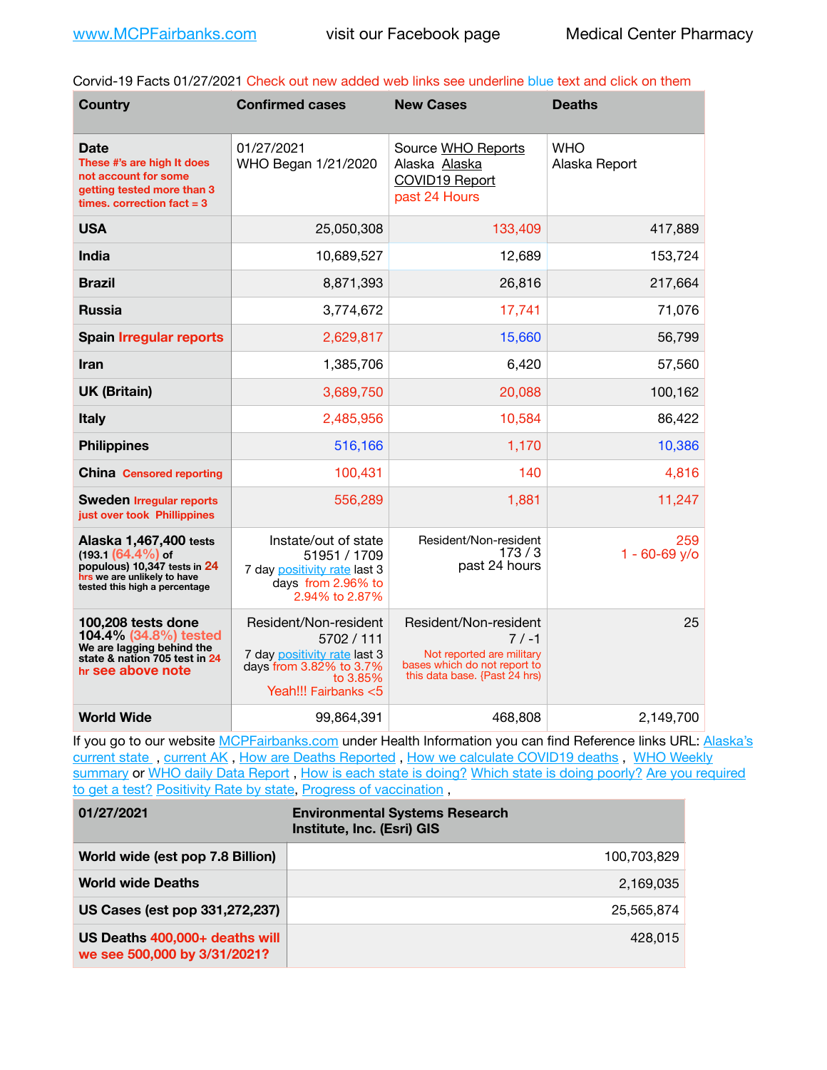www.MCPFairbanks.com visit our Facebook page Medical Center Pharmacy

Corvid-19 Facts 01/27/2021 Check out new added web links see underline blue text and click on them

| Country | Confirmed cases | New Cases | Deaths |
|---|---|---|---|
| **Date** These #'s are high It does not account for some getting tested more than 3 times. correction fact = 3 | 01/27/2021 WHO Began 1/21/2020 | Source WHO Reports Alaska Alaska COVID19 Report past 24 Hours | WHO Alaska Report |
| **USA** | 25,050,308 | 133,409 | 417,889 |
| **India** | 10,689,527 | 12,689 | 153,724 |
| **Brazil** | 8,871,393 | 26,816 | 217,664 |
| **Russia** | 3,774,672 | 17,741 | 71,076 |
| **Spain** Irregular reports | 2,629,817 | 15,660 | 56,799 |
| **Iran** | 1,385,706 | 6,420 | 57,560 |
| **UK (Britain)** | 3,689,750 | 20,088 | 100,162 |
| **Italy** | 2,485,956 | 10,584 | 86,422 |
| **Philippines** | 516,166 | 1,170 | 10,386 |
| **China** Censored reporting | 100,431 | 140 | 4,816 |
| **Sweden** Irregular reports just over took Phillippines | 556,289 | 1,881 | 11,247 |
| **Alaska 1,467,400 tests** (193.1 (64.4%) of populous) 10,347 tests in 24 hrs we are unlikely to have tested this high a percentage | Instate/out of state 51951 / 1709 7 day positivity rate last 3 days from 2.96% to 2.94% to 2.87% | Resident/Non-resident 173 / 3 past 24 hours | 259 1 - 60-69 y/o |
| **100,208 tests done 104.4% (34.8%) tested** We are lagging behind the state & nation 705 test in 24 hr see above note | Resident/Non-resident 5702 / 111 7 day positivity rate last 3 days from 3.82% to 3.7% to 3.85% Yeah!!! Fairbanks <5 | Resident/Non-resident 7 / -1 Not reported are military bases which do not report to this data base. {Past 24 hrs) | 25 |
| **World Wide** | 99,864,391 | 468,808 | 2,149,700 |

If you go to our website MCPFairbanks.com under Health Information you can find Reference links URL: Alaska's current state , current AK , How are Deaths Reported , How we calculate COVID19 deaths , WHO Weekly summary or WHO daily Data Report , How is each state is doing? Which state is doing poorly? Are you required to get a test? Positivity Rate by state, Progress of vaccination ,

| 01/27/2021 | Environmental Systems Research Institute, Inc. (Esri) GIS |
|---|---|
| **World wide (est pop 7.8 Billion)** | 100,703,829 |
| **World wide Deaths** | 2,169,035 |
| **US Cases (est pop 331,272,237)** | 25,565,874 |
| **US Deaths 400,000+ deaths will we see 500,000 by 3/31/2021?** | 428,015 |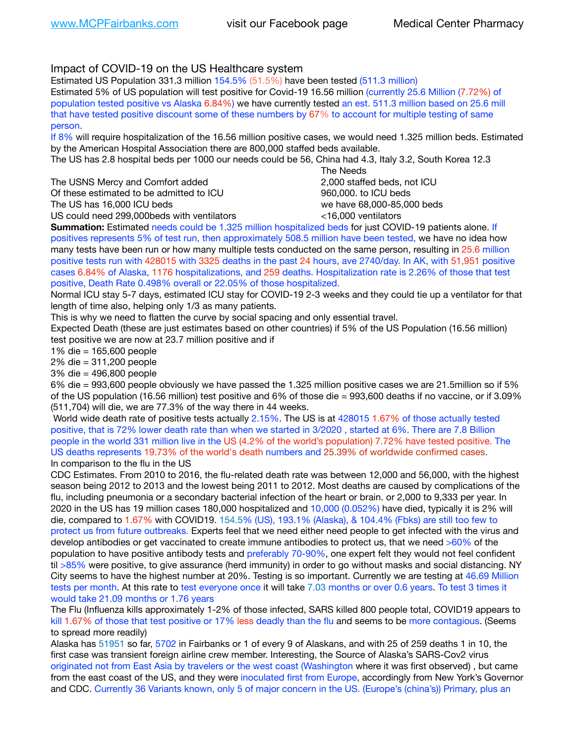Impact of COVID-19 on the US Healthcare system

Estimated US Population 331.3 million 154.5% (51.5%) have been tested (511.3 million)

Estimated 5% of US population will test positive for Covid-19 16.56 million (currently 25.6 Million (7.72%) of population tested positive vs Alaska 6.84%) we have currently tested an est. 511.3 million based on 25.6 mill that have tested positive discount some of these numbers by 67% to account for multiple testing of same person.

If 8% will require hospitalization of the 16.56 million positive cases, we would need 1.325 million beds. Estimated by the American Hospital Association there are 800,000 staffed beds available.

The US has 2.8 hospital beds per 1000 our needs could be 56, China had 4.3, Italy 3.2, South Korea 12.3

| | The Needs |
|---|---|
| The USNS Mercy and Comfort added | 2,000 staffed beds, not ICU |
| Of these estimated to be admitted to ICU | 960,000. to ICU beds |
| The US has 16,000 ICU beds | we have 68,000-85,000 beds |
| US could need 299,000beds with ventilators | <16,000 ventilators |

**Summation:** Estimated needs could be 1.325 million hospitalized beds for just COVID-19 patients alone. If positives represents 5% of test run, then approximately 508.5 million have been tested, we have no idea how many tests have been run or how many multiple tests conducted on the same person, resulting in 25.6 million positive tests run with 428015 with 3325 deaths in the past 24 hours, ave 2740/day. In AK, with 51,951 positive cases 6.84% of Alaska, 1176 hospitalizations, and 259 deaths. Hospitalization rate is 2.26% of those that test positive, Death Rate 0.498% overall or 22.05% of those hospitalized.

Normal ICU stay 5-7 days, estimated ICU stay for COVID-19 2-3 weeks and they could tie up a ventilator for that length of time also, helping only 1/3 as many patients.

This is why we need to flatten the curve by social spacing and only essential travel.

Expected Death (these are just estimates based on other countries) if 5% of the US Population (16.56 million) test positive we are now at 23.7 million positive and if

1% die = 165,600 people

2% die = 311,200 people

3% die = 496,800 people

6% die = 993,600 people obviously we have passed the 1.325 million positive cases we are 21.5million so if 5% of the US population (16.56 million) test positive and 6% of those die = 993,600 deaths if no vaccine, or if 3.09% (511,704) will die, we are 77.3% of the way there in 44 weeks.

World wide death rate of positive tests actually 2.15%. The US is at 428015 1.67% of those actually tested positive, that is 72% lower death rate than when we started in 3/2020 , started at 6%. There are 7.8 Billion people in the world 331 million live in the US (4.2% of the world's population) 7.72% have tested positive. The US deaths represents 19.73% of the world's death numbers and 25.39% of worldwide confirmed cases.

In comparison to the flu in the US

CDC Estimates. From 2010 to 2016, the flu-related death rate was between 12,000 and 56,000, with the highest season being 2012 to 2013 and the lowest being 2011 to 2012. Most deaths are caused by complications of the flu, including pneumonia or a secondary bacterial infection of the heart or brain. or 2,000 to 9,333 per year. In 2020 in the US has 19 million cases 180,000 hospitalized and 10,000 (0.052%) have died, typically it is 2% will die, compared to 1.67% with COVID19. 154.5% (US), 193.1% (Alaska), & 104.4% (Fbks) are still too few to protect us from future outbreaks. Experts feel that we need either need people to get infected with the virus and develop antibodies or get vaccinated to create immune antibodies to protect us, that we need >60% of the population to have positive antibody tests and preferably 70-90%, one expert felt they would not feel confident til >85% were positive, to give assurance (herd immunity) in order to go without masks and social distancing. NY City seems to have the highest number at 20%. Testing is so important. Currently we are testing at 46.69 Million tests per month. At this rate to test everyone once it will take 7.03 months or over 0.6 years. To test 3 times it would take 21.09 months or 1.76 years

The Flu (Influenza kills approximately 1-2% of those infected, SARS killed 800 people total, COVID19 appears to kill 1.67% of those that test positive or 17% less deadly than the flu and seems to be more contagious. (Seems to spread more readily)

Alaska has 51951 so far, 5702 in Fairbanks or 1 of every 9 of Alaskans, and with 25 of 259 deaths 1 in 10, the first case was transient foreign airline crew member. Interesting, the Source of Alaska's SARS-Cov2 virus originated not from East Asia by travelers or the west coast (Washington where it was first observed) , but came from the east coast of the US, and they were inoculated first from Europe, accordingly from New York's Governor and CDC. Currently 36 Variants known, only 5 of major concern in the US. (Europe's (china's)) Primary, plus an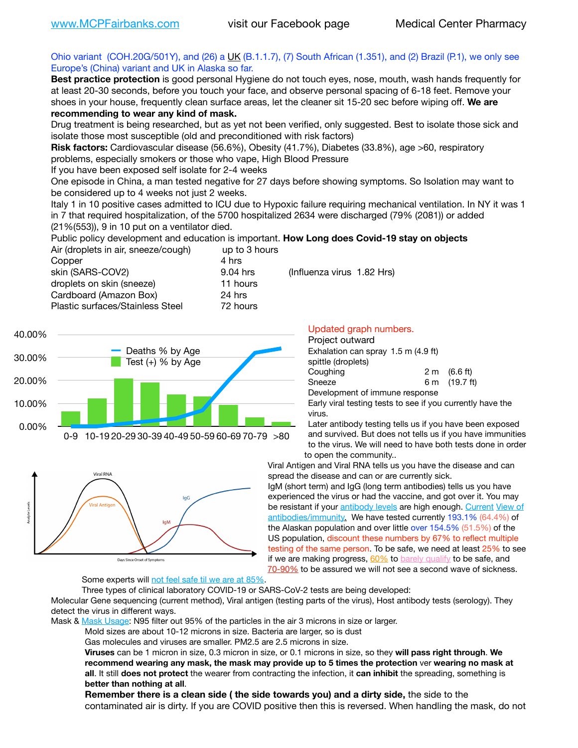[www.MCPFairbanks.com](http://www.MCPFairbanks.com) visit our Facebook page Medical Center Pharmacy

Ohio variant (COH.20G/501Y), and (26) a UK (B.1.1.7), (7) South African (1.351), and (2) Brazil (P.1), we only see Europe's (China) variant and UK in Alaska so far.

**Best practice protection** is good personal Hygiene do not touch eyes, nose, mouth, wash hands frequently for at least 20-30 seconds, before you touch your face, and observe personal spacing of 6-18 feet. Remove your shoes in your house, frequently clean surface areas, let the cleaner sit 15-20 sec before wiping off. **We are recommending to wear any kind of mask.**

Drug treatment is being researched, but as yet not been verified, only suggested. Best to isolate those sick and isolate those most susceptible (old and preconditioned with risk factors)

**Risk factors:** Cardiovascular disease (56.6%), Obesity (41.7%), Diabetes (33.8%), age >60, respiratory problems, especially smokers or those who vape, High Blood Pressure

If you have been exposed self isolate for 2-4 weeks

One episode in China, a man tested negative for 27 days before showing symptoms. So Isolation may want to be considered up to 4 weeks not just 2 weeks.

Italy 1 in 10 positive cases admitted to ICU due to Hypoxic failure requiring mechanical ventilation. In NY it was 1 in 7 that required hospitalization, of the 5700 hospitalized 2634 were discharged (79% (2081)) or added (21%(553)), 9 in 10 put on a ventilator died.

Public policy development and education is important. **How Long does Covid-19 stay on objects**

| | | |
|---|---|---|
| Air (droplets in air, sneeze/cough) | up to 3 hours | |
| Copper | 4 hrs | |
| skin (SARS-COV2) | 9.04 hrs | (Influenza virus 1.82 Hrs) |
| droplets on skin (sneeze) | 11 hours | |
| Cardboard (Amazon Box) | 24 hrs | |
| Plastic surfaces/Stainless Steel | 72 hours | |

Updated graph numbers.

Project outward

| | | |
|---|---|---|
| Exhalation can spray | 1.5 m | (4.9 ft) |
| spittle (droplets) | | |
| Coughing | 2 m | (6.6 ft) |
| Sneeze | 6 m | (19.7 ft) |

Development of immune response

Early viral testing tests to see if you currently have the virus.

Later antibody testing tells us if you have been exposed and survived. But does not tells us if you have immunities to the virus. We will need to have both tests done in order to open the community..

Viral Antigen and Viral RNA tells us you have the disease and can spread the disease and can or are currently sick.

IgM (short term) and IgG (long term antibodies) tells us you have experienced the virus or had the vaccine, and got over it. You may be resistant if your antibody levels are high enough. Current View of antibodies/immunity. We have tested currently 193.1% (64.4%) of the Alaskan population and over little over 154.5% (51.5%) of the US population, discount these numbers by 67% to reflect multiple testing of the same person. To be safe, we need at least 25% to see if we are making progress, 60% to barely qualify to be safe, and 70-90% to be assured we will not see a second wave of sickness.

Some experts will not feel safe til we are at 85%.

Three types of clinical laboratory COVID-19 or SARS-CoV-2 tests are being developed:

Molecular Gene sequencing (current method), Viral antigen (testing parts of the virus), Host antibody tests (serology). They detect the virus in different ways.

Mask & Mask Usage: N95 filter out 95% of the particles in the air 3 microns in size or larger.

Mold sizes are about 10-12 microns in size. Bacteria are larger, so is dust

Gas molecules and viruses are smaller. PM2.5 are 2.5 microns in size.

**Viruses** can be 1 micron in size, 0.3 micron in size, or 0.1 microns in size, so they **will pass right through**. **We recommend wearing any mask, the mask may provide up to 5 times the protection** ver **wearing no mask at all**. It still **does not protect** the wearer from contracting the infection, it **can inhibit** the spreading, something is **better than nothing at all**.

**Remember there is a clean side ( the side towards you) and a dirty side,** the side to the contaminated air is dirty. If you are COVID positive then this is reversed. When handling the mask, do not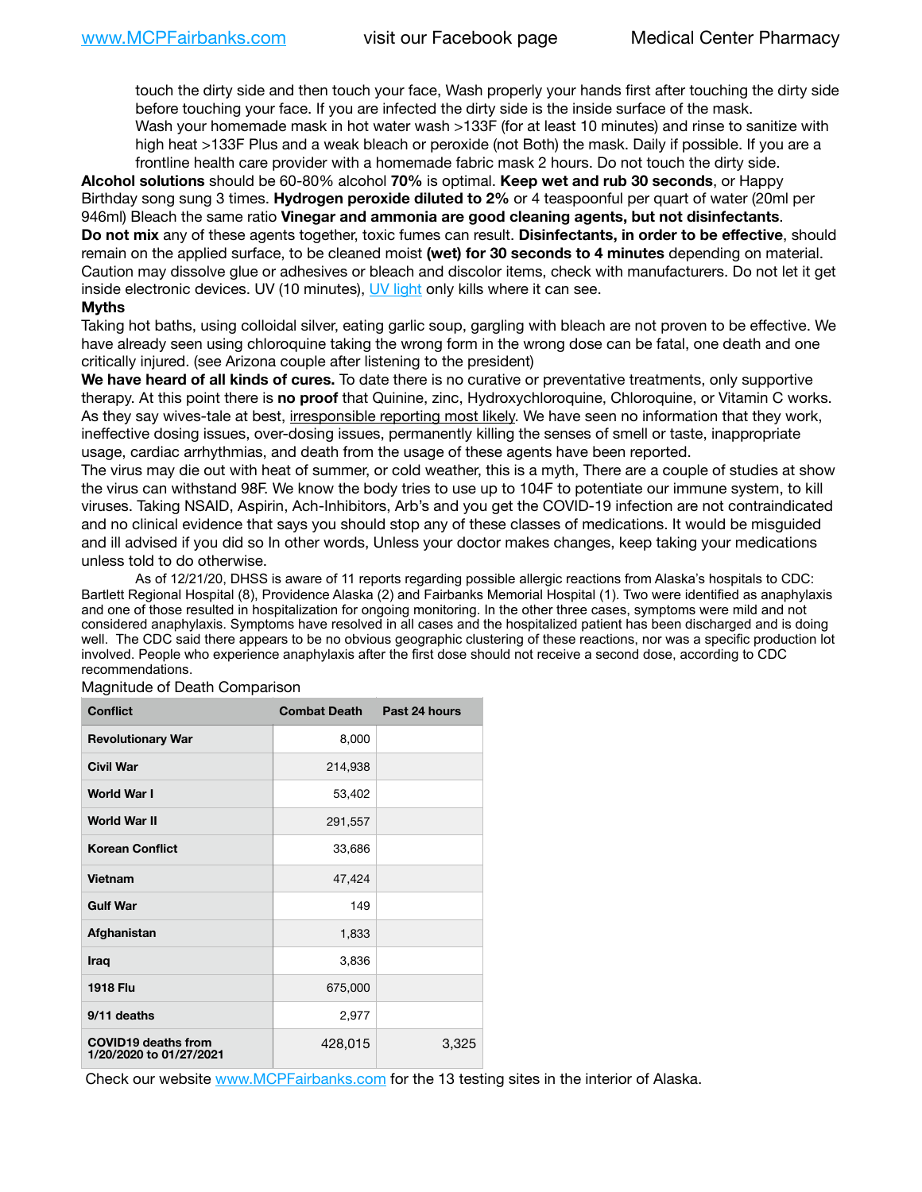touch the dirty side and then touch your face, Wash properly your hands first after touching the dirty side before touching your face. If you are infected the dirty side is the inside surface of the mask.
Wash your homemade mask in hot water wash >133F (for at least 10 minutes) and rinse to sanitize with high heat >133F Plus and a weak bleach or peroxide (not Both) the mask. Daily if possible. If you are a frontline health care provider with a homemade fabric mask 2 hours. Do not touch the dirty side.

**Alcohol solutions** should be 60-80% alcohol **70%** is optimal. **Keep wet and rub 30 seconds**, or Happy Birthday song sung 3 times. **Hydrogen peroxide diluted to 2%** or 4 teaspoonful per quart of water (20ml per 946ml) Bleach the same ratio **Vinegar and ammonia are good cleaning agents, but not disinfectants**.
**Do not mix** any of these agents together, toxic fumes can result. **Disinfectants, in order to be effective**, should remain on the applied surface, to be cleaned moist **(wet) for 30 seconds to 4 minutes** depending on material. Caution may dissolve glue or adhesives or bleach and discolor items, check with manufacturers. Do not let it get inside electronic devices. UV (10 minutes), UV light only kills where it can see.

**Myths**

Taking hot baths, using colloidal silver, eating garlic soup, gargling with bleach are not proven to be effective. We have already seen using chloroquine taking the wrong form in the wrong dose can be fatal, one death and one critically injured. (see Arizona couple after listening to the president)

**We have heard of all kinds of cures.** To date there is no curative or preventative treatments, only supportive therapy. At this point there is **no proof** that Quinine, zinc, Hydroxychloroquine, Chloroquine, or Vitamin C works. As they say wives-tale at best, irresponsible reporting most likely. We have seen no information that they work, ineffective dosing issues, over-dosing issues, permanently killing the senses of smell or taste, inappropriate usage, cardiac arrhythmias, and death from the usage of these agents have been reported.

The virus may die out with heat of summer, or cold weather, this is a myth, There are a couple of studies at show the virus can withstand 98F. We know the body tries to use up to 104F to potentiate our immune system, to kill viruses. Taking NSAID, Aspirin, Ach-Inhibitors, Arb's and you get the COVID-19 infection are not contraindicated and no clinical evidence that says you should stop any of these classes of medications. It would be misguided and ill advised if you did so In other words, Unless your doctor makes changes, keep taking your medications unless told to do otherwise.

As of 12/21/20, DHSS is aware of 11 reports regarding possible allergic reactions from Alaska's hospitals to CDC: Bartlett Regional Hospital (8), Providence Alaska (2) and Fairbanks Memorial Hospital (1). Two were identified as anaphylaxis and one of those resulted in hospitalization for ongoing monitoring. In the other three cases, symptoms were mild and not considered anaphylaxis. Symptoms have resolved in all cases and the hospitalized patient has been discharged and is doing well. The CDC said there appears to be no obvious geographic clustering of these reactions, nor was a specific production lot involved. People who experience anaphylaxis after the first dose should not receive a second dose, according to CDC recommendations.

Magnitude of Death Comparison

| Conflict | Combat Death | Past 24 hours |
|---|---|---|
| Revolutionary War | 8,000 | |
| Civil War | 214,938 | |
| World War I | 53,402 | |
| World War II | 291,557 | |
| Korean Conflict | 33,686 | |
| Vietnam | 47,424 | |
| Gulf War | 149 | |
| Afghanistan | 1,833 | |
| Iraq | 3,836 | |
| 1918 Flu | 675,000 | |
| 9/11 deaths | 2,977 | |
| COVID19 deaths from 1/20/2020 to 01/27/2021 | 428,015 | 3,325 |

Check our website www.MCPFairbanks.com for the 13 testing sites in the interior of Alaska.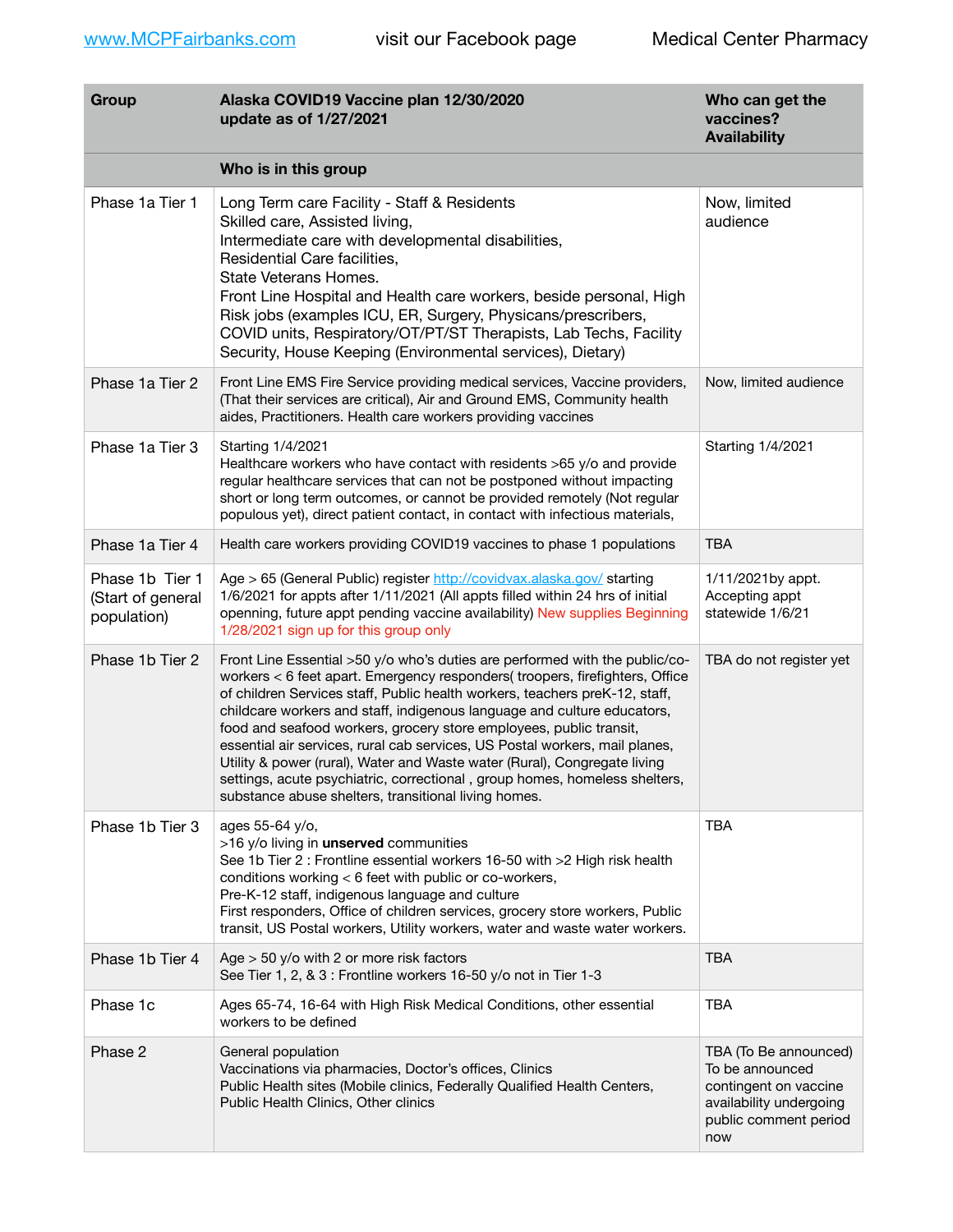www.MCPFairbanks.com visit our Facebook page Medical Center Pharmacy

| Group | Alaska COVID19 Vaccine plan 12/30/2020<br>update as of 1/27/2021 | Who can get the vaccines?<br>Availability |
|---|---|---|
| | **Who is in this group** | |
| Phase 1a Tier 1 | Long Term care Facility - Staff & Residents<br>Skilled care, Assisted living,<br>Intermediate care with developmental disabilities,<br>Residential Care facilities,<br>State Veterans Homes.<br>Front Line Hospital and Health care workers, beside personal, High Risk jobs (examples ICU, ER, Surgery, Physicans/prescribers, COVID units, Respiratory/OT/PT/ST Therapists, Lab Techs, Facility Security, House Keeping (Environmental services), Dietary) | Now, limited audience |
| Phase 1a Tier 2 | Front Line EMS Fire Service providing medical services, Vaccine providers, (That their services are critical), Air and Ground EMS, Community health aides, Practitioners. Health care workers providing vaccines | Now, limited audience |
| Phase 1a Tier 3 | Starting 1/4/2021<br>Healthcare workers who have contact with residents >65 y/o and provide regular healthcare services that can not be postponed without impacting short or long term outcomes, or cannot be provided remotely (Not regular populous yet), direct patient contact, in contact with infectious materials, | Starting 1/4/2021 |
| Phase 1a Tier 4 | Health care workers providing COVID19 vaccines to phase 1 populations | TBA |
| Phase 1b Tier 1 (Start of general population) | Age > 65 (General Public) register http://covidvax.alaska.gov/ starting 1/6/2021 for appts after 1/11/2021 (All appts filled within 24 hrs of initial openning, future appt pending vaccine availability) New supplies Beginning 1/28/2021 sign up for this group only | 1/11/2021by appt. Accepting appt statewide 1/6/21 |
| Phase 1b Tier 2 | Front Line Essential >50 y/o who's duties are performed with the public/co-workers < 6 feet apart. Emergency responders( troopers, firefighters, Office of children Services staff, Public health workers, teachers preK-12, staff, childcare workers and staff, indigenous language and culture educators, food and seafood workers, grocery store employees, public transit, essential air services, rural cab services, US Postal workers, mail planes, Utility & power (rural), Water and Waste water (Rural), Congregate living settings, acute psychiatric, correctional , group homes, homeless shelters, substance abuse shelters, transitional living homes. | TBA do not register yet |
| Phase 1b Tier 3 | ages 55-64 y/o,<br>>16 y/o living in **unserved** communities<br>See 1b Tier 2 : Frontline essential workers 16-50 with >2 High risk health conditions working < 6 feet with public or co-workers,<br>Pre-K-12 staff, indigenous language and culture<br>First responders, Office of children services, grocery store workers, Public transit, US Postal workers, Utility workers, water and waste water workers. | TBA |
| Phase 1b Tier 4 | Age > 50 y/o with 2 or more risk factors<br>See Tier 1, 2, & 3 : Frontline workers 16-50 y/o not in Tier 1-3 | TBA |
| Phase 1c | Ages 65-74, 16-64 with High Risk Medical Conditions, other essential workers to be defined | TBA |
| Phase 2 | General population<br>Vaccinations via pharmacies, Doctor's offices, Clinics<br>Public Health sites (Mobile clinics, Federally Qualified Health Centers, Public Health Clinics, Other clinics | TBA (To Be announced) To be announced contingent on vaccine availability undergoing public comment period now |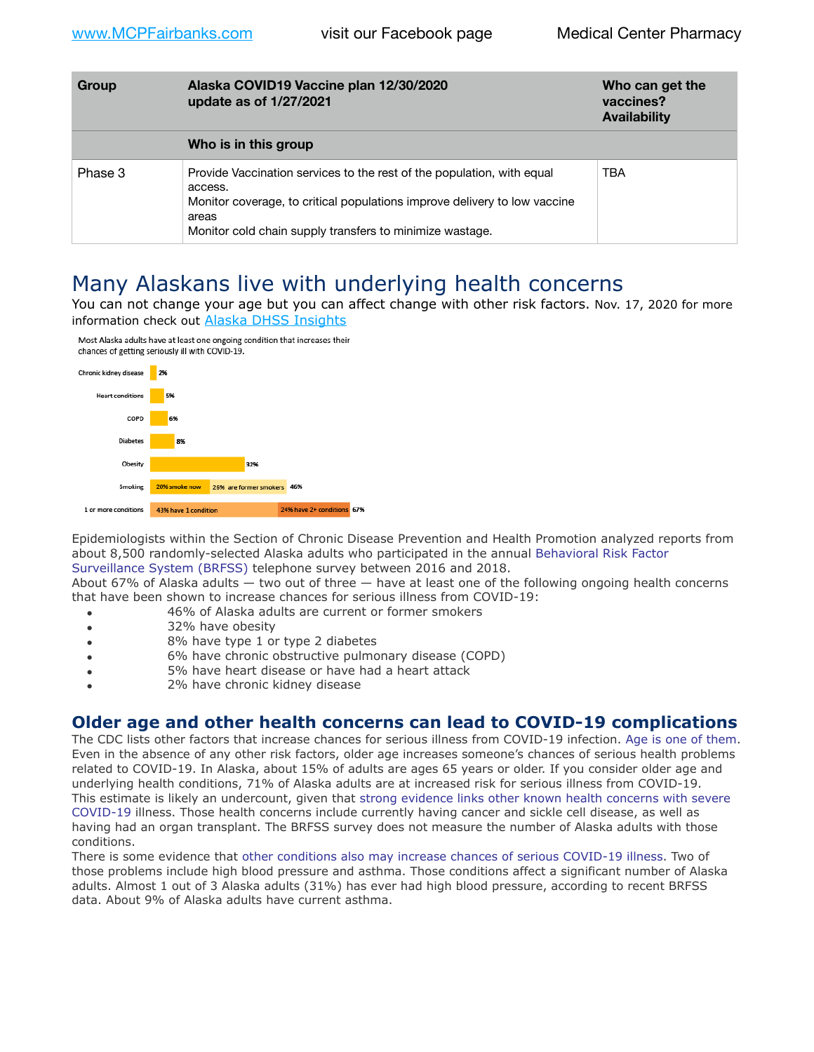| Group | Alaska COVID19 Vaccine plan 12/30/2020 update as of 1/27/2021 | Who can get the vaccines? Availability |
|---|---|---|
| | **Who is in this group** | |
| Phase 3 | Provide Vaccination services to the rest of the population, with equal access. Monitor coverage, to critical populations improve delivery to low vaccine areas Monitor cold chain supply transfers to minimize wastage. | TBA |

# Many Alaskans live with underlying health concerns

You can not change your age but you can affect change with other risk factors. Nov. 17, 2020 for more information check out [Alaska DHSS Insights](Alaska DHSS Insights)

Most Alaska adults have at least one ongoing condition that increases their chances of getting seriously ill with COVID-19.

Chronic kidney disease 2%
Heart conditions 5%
COPD 6%
Diabetes 8%
Obesity 32%
Smoking 20% smoke now 26% are former smokers 46%
1 or more conditions 43% have 1 condition 24% have 2+ conditions 67%

Epidemiologists within the Section of Chronic Disease Prevention and Health Promotion analyzed reports from about 8,500 randomly-selected Alaska adults who participated in the annual Behavioral Risk Factor Surveillance System (BRFSS) telephone survey between 2016 and 2018.
About 67% of Alaska adults — two out of three — have at least one of the following ongoing health concerns that have been shown to increase chances for serious illness from COVID-19:

- 46% of Alaska adults are current or former smokers
- 32% have obesity
- 8% have type 1 or type 2 diabetes
- 6% have chronic obstructive pulmonary disease (COPD)
- 5% have heart disease or have had a heart attack
- 2% have chronic kidney disease

## Older age and other health concerns can lead to COVID-19 complications

The CDC lists other factors that increase chances for serious illness from COVID-19 infection. Age is one of them. Even in the absence of any other risk factors, older age increases someone's chances of serious health problems related to COVID-19. In Alaska, about 15% of adults are ages 65 years or older. If you consider older age and underlying health conditions, 71% of Alaska adults are at increased risk for serious illness from COVID-19.
This estimate is likely an undercount, given that strong evidence links other known health concerns with severe COVID-19 illness. Those health concerns include currently having cancer and sickle cell disease, as well as having had an organ transplant. The BRFSS survey does not measure the number of Alaska adults with those conditions.
There is some evidence that other conditions also may increase chances of serious COVID-19 illness. Two of those problems include high blood pressure and asthma. Those conditions affect a significant number of Alaska adults. Almost 1 out of 3 Alaska adults (31%) has ever had high blood pressure, according to recent BRFSS data. About 9% of Alaska adults have current asthma.